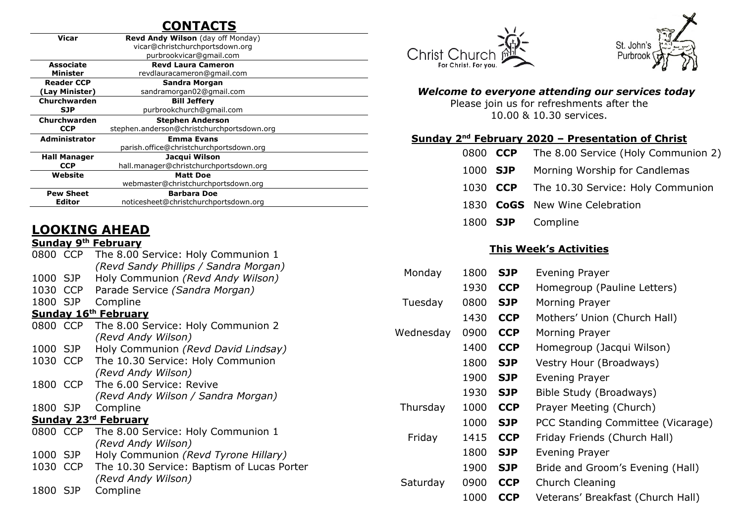## CONTACTS

| Role | Contact |
|---|---|
| **Vicar** | **Revd Andy Wilson** (day off Monday) vicar@christchurchportsdown.org purbrookvicar@gmail.com |
| **Associate Minister** | **Revd Laura Cameron** revdlauracameron@gmail.com |
| **Reader CCP (Lay Minister)** | **Sandra Morgan** sandramorgan02@gmail.com |
| **Churchwarden SJP** | **Bill Jeffery** purbrookchurch@gmail.com |
| **Churchwarden CCP** | **Stephen Anderson** stephen.anderson@christchurchportsdown.org |
| **Administrator** | **Emma Evans** parish.office@christchurchportsdown.org |
| **Hall Manager CCP** | **Jacqui Wilson** hall.manager@christchurchportsdown.org |
| **Website** | **Matt Doe** webmaster@christchurchportsdown.org |
| **Pew Sheet Editor** | **Barbara Doe** noticesheet@christchurchportsdown.org |

## LOOKING AHEAD

### Sunday 9th February

| | | |
|---|---|---|
| 0800 | CCP | The 8.00 Service: Holy Communion 1 *(Revd Sandy Phillips / Sandra Morgan)* |
| 1000 | SJP | Holy Communion *(Revd Andy Wilson)* |
| 1030 | CCP | Parade Service *(Sandra Morgan)* |
| 1800 | SJP | Compline |

### Sunday 16th February

| | | |
|---|---|---|
| 0800 | CCP | The 8.00 Service: Holy Communion 2 *(Revd Andy Wilson)* |
| 1000 | SJP | Holy Communion *(Revd David Lindsay)* |
| 1030 | CCP | The 10.30 Service: Holy Communion *(Revd Andy Wilson)* |
| 1800 | CCP | The 6.00 Service: Revive *(Revd Andy Wilson / Sandra Morgan)* |
| 1800 | SJP | Compline |

### Sunday 23rd February

| | | |
|---|---|---|
| 0800 | CCP | The 8.00 Service: Holy Communion 1 *(Revd Andy Wilson)* |
| 1000 | SJP | Holy Communion *(Revd Tyrone Hillary)* |
| 1030 | CCP | The 10.30 Service: Baptism of Lucas Porter *(Revd Andy Wilson)* |
| 1800 | SJP | Compline |

Christ Church For Christ. For you.

St. John's Purbrook

***Welcome to everyone attending our services today***

Please join us for refreshments after the 10.00 & 10.30 services.

### Sunday 2nd February 2020 – Presentation of Christ

| | | |
|---|---|---|
| 0800 | **CCP** | The 8.00 Service (Holy Communion 2) |
| 1000 | **SJP** | Morning Worship for Candlemas |
| 1030 | **CCP** | The 10.30 Service: Holy Communion |
| 1830 | **CoGS** | New Wine Celebration |
| 1800 | **SJP** | Compline |

### This Week's Activities

| | | | |
|---|---|---|---|
| Monday | 1800 | **SJP** | Evening Prayer |
| | 1930 | **CCP** | Homegroup (Pauline Letters) |
| Tuesday | 0800 | **SJP** | Morning Prayer |
| | 1430 | **CCP** | Mothers' Union (Church Hall) |
| Wednesday | 0900 | **CCP** | Morning Prayer |
| | 1400 | **CCP** | Homegroup (Jacqui Wilson) |
| | 1800 | **SJP** | Vestry Hour (Broadways) |
| | 1900 | **SJP** | Evening Prayer |
| | 1930 | **SJP** | Bible Study (Broadways) |
| Thursday | 1000 | **CCP** | Prayer Meeting (Church) |
| | 1000 | **SJP** | PCC Standing Committee (Vicarage) |
| Friday | 1415 | **CCP** | Friday Friends (Church Hall) |
| | 1800 | **SJP** | Evening Prayer |
| | 1900 | **SJP** | Bride and Groom's Evening (Hall) |
| Saturday | 0900 | **CCP** | Church Cleaning |
| | 1000 | **CCP** | Veterans' Breakfast (Church Hall) |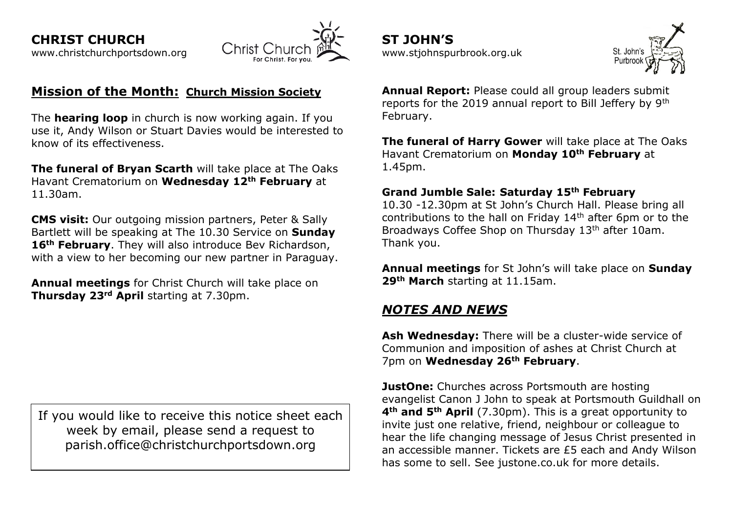## CHRIST CHURCH

www.christchurchportsdown.org

Christ Church
For Christ. For you.

## Mission of the Month: Church Mission Society

The **hearing loop** in church is now working again. If you use it, Andy Wilson or Stuart Davies would be interested to know of its effectiveness.

**The funeral of Bryan Scarth** will take place at The Oaks Havant Crematorium on **Wednesday 12th February** at 11.30am.

**CMS visit:** Our outgoing mission partners, Peter & Sally Bartlett will be speaking at The 10.30 Service on **Sunday 16th February**. They will also introduce Bev Richardson, with a view to her becoming our new partner in Paraguay.

**Annual meetings** for Christ Church will take place on **Thursday 23rd April** starting at 7.30pm.

If you would like to receive this notice sheet each week by email, please send a request to parish.office@christchurchportsdown.org

## ST JOHN'S

www.stjohnspurbrook.org.uk

St. John's Purbrook

**Annual Report:** Please could all group leaders submit reports for the 2019 annual report to Bill Jeffery by 9th February.

**The funeral of Harry Gower** will take place at The Oaks Havant Crematorium on **Monday 10th February** at 1.45pm.

**Grand Jumble Sale: Saturday 15th February**
10.30 -12.30pm at St John's Church Hall. Please bring all contributions to the hall on Friday 14th after 6pm or to the Broadways Coffee Shop on Thursday 13th after 10am. Thank you.

**Annual meetings** for St John's will take place on **Sunday 29th March** starting at 11.15am.

## *NOTES AND NEWS*

**Ash Wednesday:** There will be a cluster-wide service of Communion and imposition of ashes at Christ Church at 7pm on **Wednesday 26th February**.

**JustOne:** Churches across Portsmouth are hosting evangelist Canon J John to speak at Portsmouth Guildhall on **4th and 5th April** (7.30pm). This is a great opportunity to invite just one relative, friend, neighbour or colleague to hear the life changing message of Jesus Christ presented in an accessible manner. Tickets are £5 each and Andy Wilson has some to sell. See justone.co.uk for more details.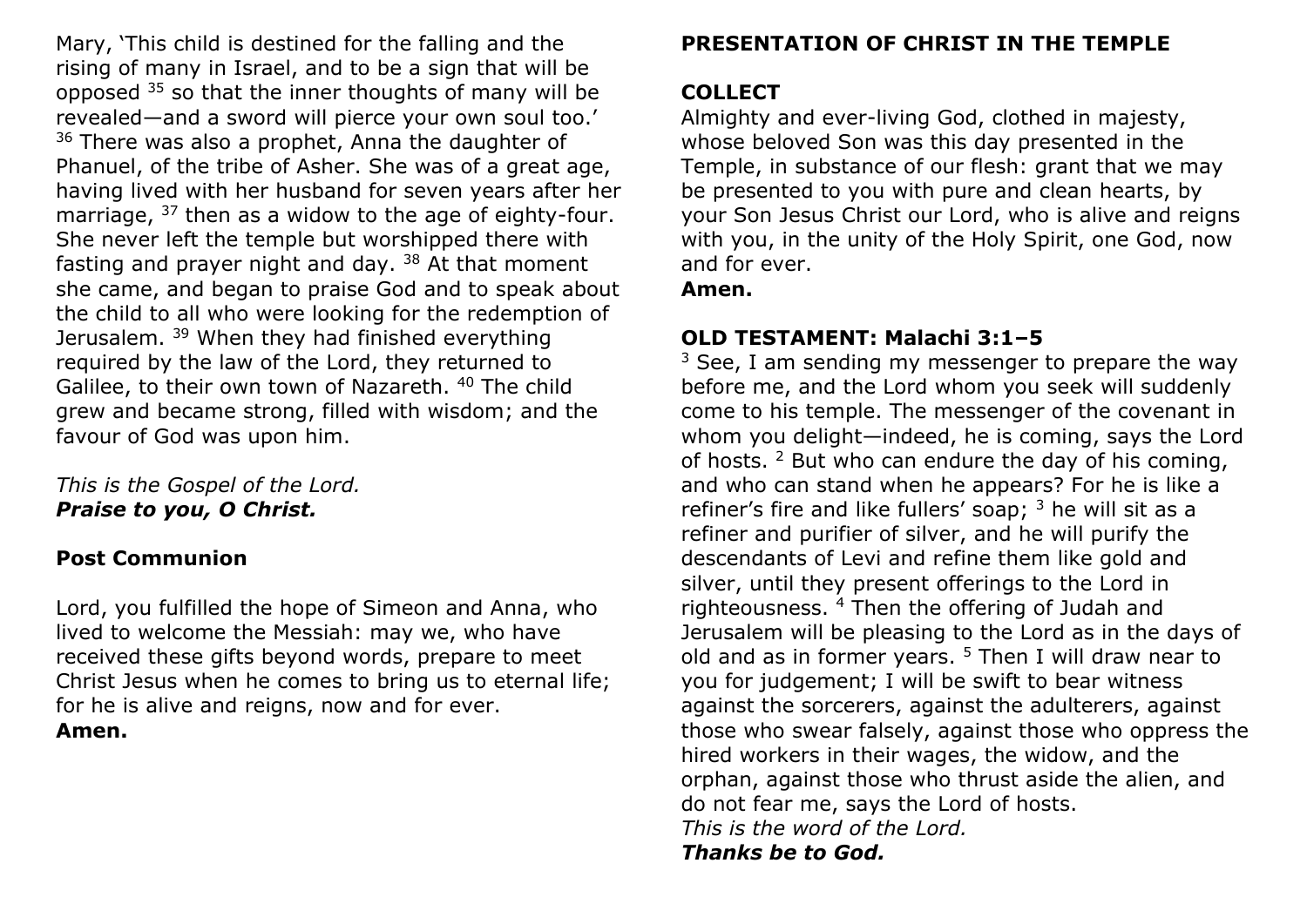Mary, 'This child is destined for the falling and the rising of many in Israel, and to be a sign that will be opposed [35] so that the inner thoughts of many will be revealed—and a sword will pierce your own soul too.' [36] There was also a prophet, Anna the daughter of Phanuel, of the tribe of Asher. She was of a great age, having lived with her husband for seven years after her marriage, [37] then as a widow to the age of eighty-four. She never left the temple but worshipped there with fasting and prayer night and day. [38] At that moment she came, and began to praise God and to speak about the child to all who were looking for the redemption of Jerusalem. [39] When they had finished everything required by the law of the Lord, they returned to Galilee, to their own town of Nazareth. [40] The child grew and became strong, filled with wisdom; and the favour of God was upon him.

*This is the Gospel of the Lord.*
***Praise to you, O Christ.***

**Post Communion**

Lord, you fulfilled the hope of Simeon and Anna, who lived to welcome the Messiah: may we, who have received these gifts beyond words, prepare to meet Christ Jesus when he comes to bring us to eternal life; for he is alive and reigns, now and for ever.
**Amen.**

## PRESENTATION OF CHRIST IN THE TEMPLE

**COLLECT**

Almighty and ever-living God, clothed in majesty, whose beloved Son was this day presented in the Temple, in substance of our flesh: grant that we may be presented to you with pure and clean hearts, by your Son Jesus Christ our Lord, who is alive and reigns with you, in the unity of the Holy Spirit, one God, now and for ever.
**Amen.**

**OLD TESTAMENT: Malachi 3:1–5**

[3] See, I am sending my messenger to prepare the way before me, and the Lord whom you seek will suddenly come to his temple. The messenger of the covenant in whom you delight—indeed, he is coming, says the Lord of hosts. [2] But who can endure the day of his coming, and who can stand when he appears? For he is like a refiner's fire and like fullers' soap; [3] he will sit as a refiner and purifier of silver, and he will purify the descendants of Levi and refine them like gold and silver, until they present offerings to the Lord in righteousness. [4] Then the offering of Judah and Jerusalem will be pleasing to the Lord as in the days of old and as in former years. [5] Then I will draw near to you for judgement; I will be swift to bear witness against the sorcerers, against the adulterers, against those who swear falsely, against those who oppress the hired workers in their wages, the widow, and the orphan, against those who thrust aside the alien, and do not fear me, says the Lord of hosts.
*This is the word of the Lord.*
***Thanks be to God.***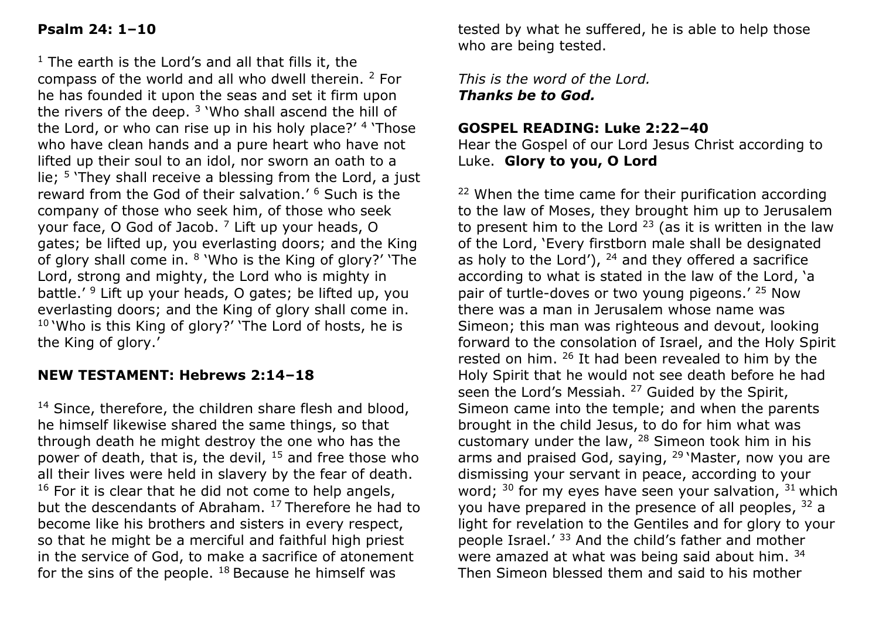## Psalm 24: 1–10

[1] The earth is the Lord's and all that fills it, the compass of the world and all who dwell therein. [2] For he has founded it upon the seas and set it firm upon the rivers of the deep. [3] 'Who shall ascend the hill of the Lord, or who can rise up in his holy place?' [4] 'Those who have clean hands and a pure heart who have not lifted up their soul to an idol, nor sworn an oath to a lie; [5] 'They shall receive a blessing from the Lord, a just reward from the God of their salvation.' [6] Such is the company of those who seek him, of those who seek your face, O God of Jacob. [7] Lift up your heads, O gates; be lifted up, you everlasting doors; and the King of glory shall come in. [8] 'Who is the King of glory?' 'The Lord, strong and mighty, the Lord who is mighty in battle.' [9] Lift up your heads, O gates; be lifted up, you everlasting doors; and the King of glory shall come in. [10] 'Who is this King of glory?' 'The Lord of hosts, he is the King of glory.'

## NEW TESTAMENT: Hebrews 2:14–18

[14] Since, therefore, the children share flesh and blood, he himself likewise shared the same things, so that through death he might destroy the one who has the power of death, that is, the devil, [15] and free those who all their lives were held in slavery by the fear of death. [16] For it is clear that he did not come to help angels, but the descendants of Abraham. [17] Therefore he had to become like his brothers and sisters in every respect, so that he might be a merciful and faithful high priest in the service of God, to make a sacrifice of atonement for the sins of the people. [18] Because he himself was tested by what he suffered, he is able to help those who are being tested.

*This is the word of the Lord.*
***Thanks be to God.***

## GOSPEL READING: Luke 2:22–40

Hear the Gospel of our Lord Jesus Christ according to Luke. **Glory to you, O Lord**

[22] When the time came for their purification according to the law of Moses, they brought him up to Jerusalem to present him to the Lord [23] (as it is written in the law of the Lord, 'Every firstborn male shall be designated as holy to the Lord'), [24] and they offered a sacrifice according to what is stated in the law of the Lord, 'a pair of turtle-doves or two young pigeons.' [25] Now there was a man in Jerusalem whose name was Simeon; this man was righteous and devout, looking forward to the consolation of Israel, and the Holy Spirit rested on him. [26] It had been revealed to him by the Holy Spirit that he would not see death before he had seen the Lord's Messiah. [27] Guided by the Spirit, Simeon came into the temple; and when the parents brought in the child Jesus, to do for him what was customary under the law, [28] Simeon took him in his arms and praised God, saying, [29] 'Master, now you are dismissing your servant in peace, according to your word; [30] for my eyes have seen your salvation, [31] which you have prepared in the presence of all peoples, [32] a light for revelation to the Gentiles and for glory to your people Israel.' [33] And the child's father and mother were amazed at what was being said about him. [34] Then Simeon blessed them and said to his mother